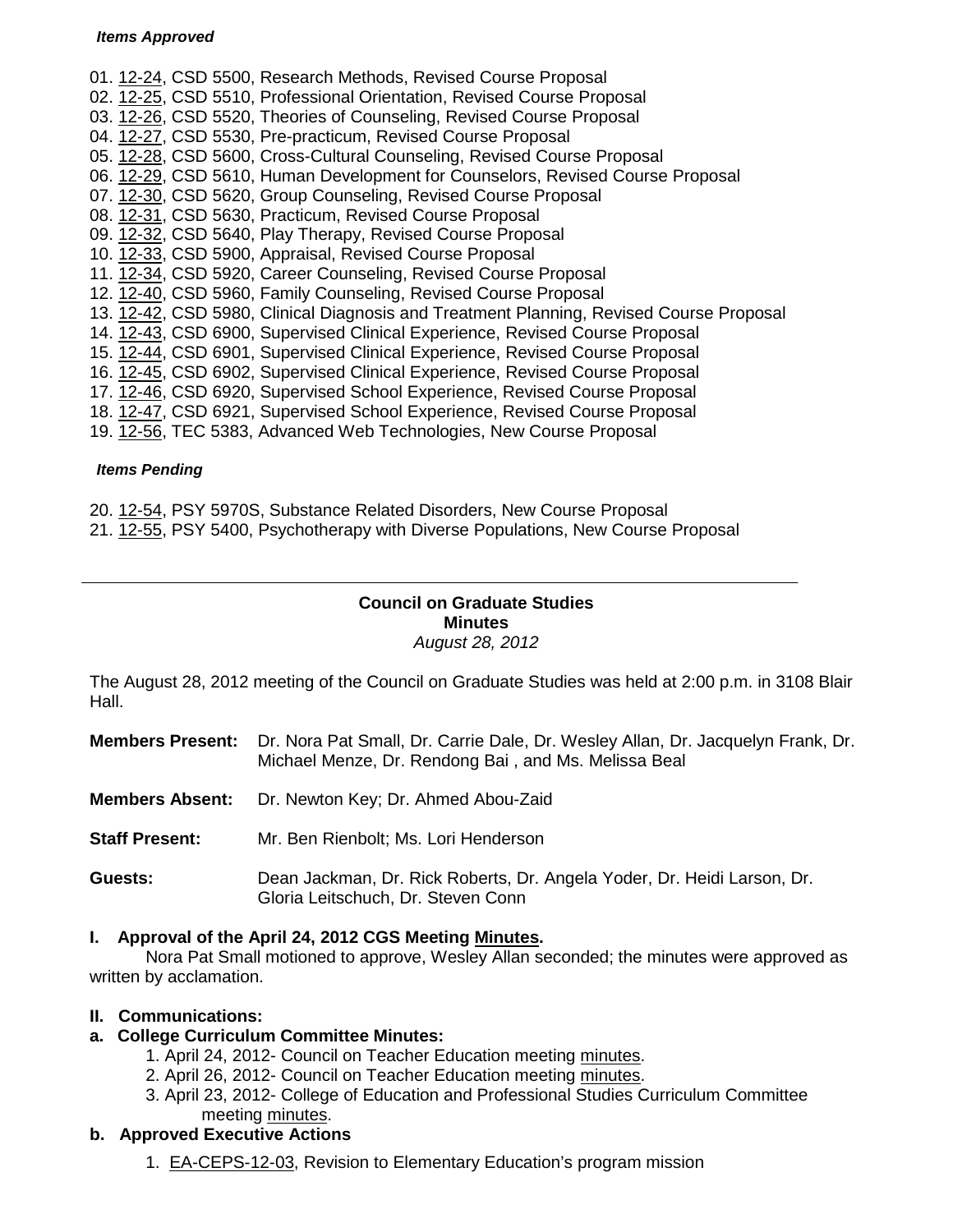***Items Approved***

01. 12-24, CSD 5500, Research Methods, Revised Course Proposal
02. 12-25, CSD 5510, Professional Orientation, Revised Course Proposal
03. 12-26, CSD 5520, Theories of Counseling, Revised Course Proposal
04. 12-27, CSD 5530, Pre-practicum, Revised Course Proposal
05. 12-28, CSD 5600, Cross-Cultural Counseling, Revised Course Proposal
06. 12-29, CSD 5610, Human Development for Counselors, Revised Course Proposal
07. 12-30, CSD 5620, Group Counseling, Revised Course Proposal
08. 12-31, CSD 5630, Practicum, Revised Course Proposal
09. 12-32, CSD 5640, Play Therapy, Revised Course Proposal
10. 12-33, CSD 5900, Appraisal, Revised Course Proposal
11. 12-34, CSD 5920, Career Counseling, Revised Course Proposal
12. 12-40, CSD 5960, Family Counseling, Revised Course Proposal
13. 12-42, CSD 5980, Clinical Diagnosis and Treatment Planning, Revised Course Proposal
14. 12-43, CSD 6900, Supervised Clinical Experience, Revised Course Proposal
15. 12-44, CSD 6901, Supervised Clinical Experience, Revised Course Proposal
16. 12-45, CSD 6902, Supervised Clinical Experience, Revised Course Proposal
17. 12-46, CSD 6920, Supervised School Experience, Revised Course Proposal
18. 12-47, CSD 6921, Supervised School Experience, Revised Course Proposal
19. 12-56, TEC 5383, Advanced Web Technologies, New Course Proposal

***Items Pending***

20. 12-54, PSY 5970S, Substance Related Disorders, New Course Proposal
21. 12-55, PSY 5400, Psychotherapy with Diverse Populations, New Course Proposal

---

**Council on Graduate Studies**
**Minutes**
*August 28, 2012*

The August 28, 2012 meeting of the Council on Graduate Studies was held at 2:00 p.m. in 3108 Blair Hall.

**Members Present:** Dr. Nora Pat Small, Dr. Carrie Dale, Dr. Wesley Allan, Dr. Jacquelyn Frank, Dr. Michael Menze, Dr. Rendong Bai , and Ms. Melissa Beal

**Members Absent:** Dr. Newton Key; Dr. Ahmed Abou-Zaid

**Staff Present:** Mr. Ben Rienbolt; Ms. Lori Henderson

**Guests:** Dean Jackman, Dr. Rick Roberts, Dr. Angela Yoder, Dr. Heidi Larson, Dr. Gloria Leitschuch, Dr. Steven Conn

**I. Approval of the April 24, 2012 CGS Meeting Minutes.**

Nora Pat Small motioned to approve, Wesley Allan seconded; the minutes were approved as written by acclamation.

**II. Communications:**

**a. College Curriculum Committee Minutes:**

1. April 24, 2012- Council on Teacher Education meeting minutes.
2. April 26, 2012- Council on Teacher Education meeting minutes.
3. April 23, 2012- College of Education and Professional Studies Curriculum Committee meeting minutes.

**b. Approved Executive Actions**

1. EA-CEPS-12-03, Revision to Elementary Education's program mission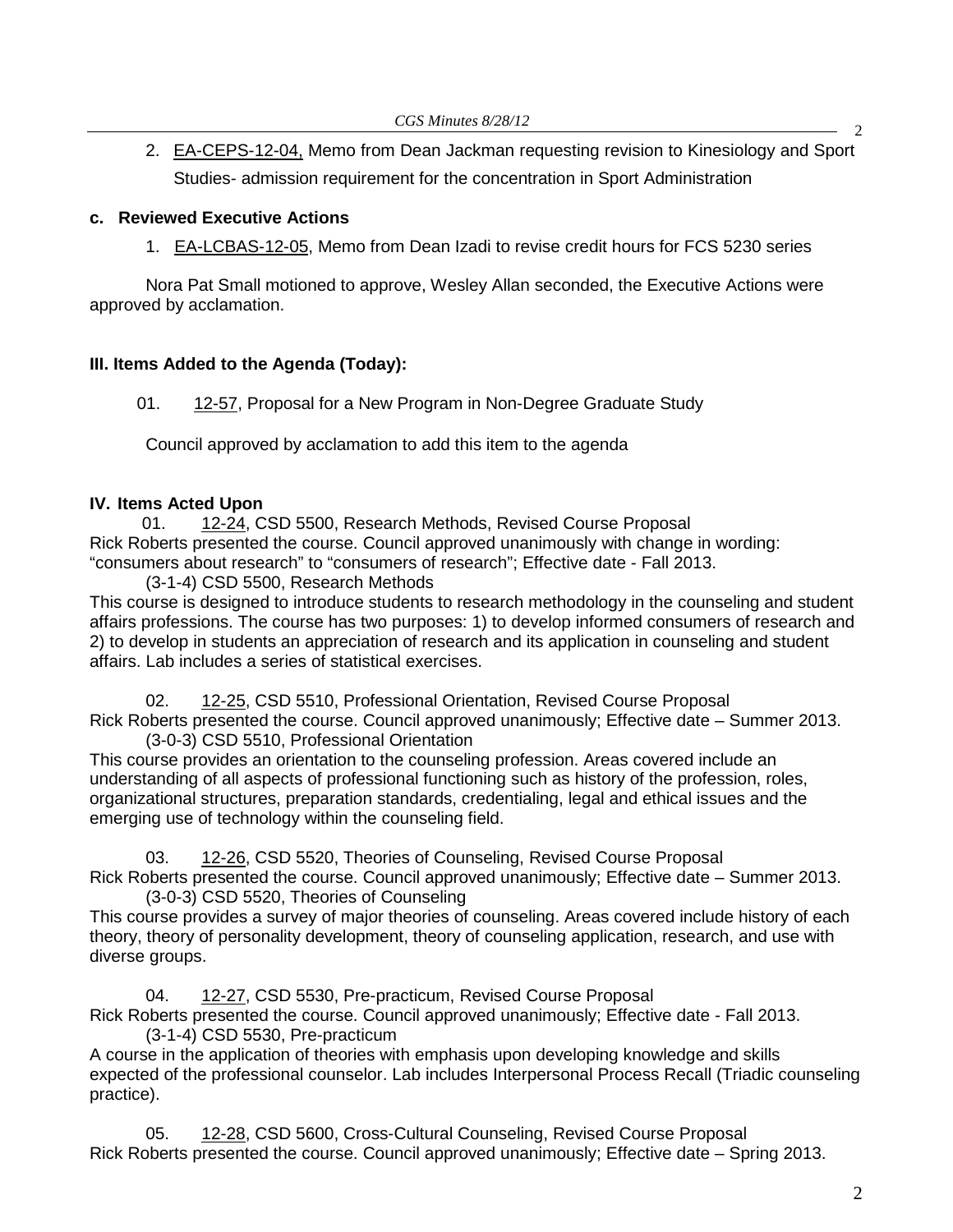2. EA-CEPS-12-04, Memo from Dean Jackman requesting revision to Kinesiology and Sport Studies- admission requirement for the concentration in Sport Administration

**c. Reviewed Executive Actions**

1. EA-LCBAS-12-05, Memo from Dean Izadi to revise credit hours for FCS 5230 series

Nora Pat Small motioned to approve, Wesley Allan seconded, the Executive Actions were approved by acclamation.

**III. Items Added to the Agenda (Today):**

01. 12-57, Proposal for a New Program in Non-Degree Graduate Study

Council approved by acclamation to add this item to the agenda

**IV. Items Acted Upon**

01. 12-24, CSD 5500, Research Methods, Revised Course Proposal

Rick Roberts presented the course. Council approved unanimously with change in wording: "consumers about research" to "consumers of research"; Effective date - Fall 2013.

(3-1-4) CSD 5500, Research Methods

This course is designed to introduce students to research methodology in the counseling and student affairs professions. The course has two purposes: 1) to develop informed consumers of research and 2) to develop in students an appreciation of research and its application in counseling and student affairs. Lab includes a series of statistical exercises.

02. 12-25, CSD 5510, Professional Orientation, Revised Course Proposal

Rick Roberts presented the course. Council approved unanimously; Effective date – Summer 2013.

(3-0-3) CSD 5510, Professional Orientation

This course provides an orientation to the counseling profession. Areas covered include an understanding of all aspects of professional functioning such as history of the profession, roles, organizational structures, preparation standards, credentialing, legal and ethical issues and the emerging use of technology within the counseling field.

03. 12-26, CSD 5520, Theories of Counseling, Revised Course Proposal

Rick Roberts presented the course. Council approved unanimously; Effective date – Summer 2013.

(3-0-3) CSD 5520, Theories of Counseling

This course provides a survey of major theories of counseling. Areas covered include history of each theory, theory of personality development, theory of counseling application, research, and use with diverse groups.

04. 12-27, CSD 5530, Pre-practicum, Revised Course Proposal

Rick Roberts presented the course. Council approved unanimously; Effective date - Fall 2013.

(3-1-4) CSD 5530, Pre-practicum

A course in the application of theories with emphasis upon developing knowledge and skills expected of the professional counselor. Lab includes Interpersonal Process Recall (Triadic counseling practice).

05. 12-28, CSD 5600, Cross-Cultural Counseling, Revised Course Proposal

Rick Roberts presented the course. Council approved unanimously; Effective date – Spring 2013.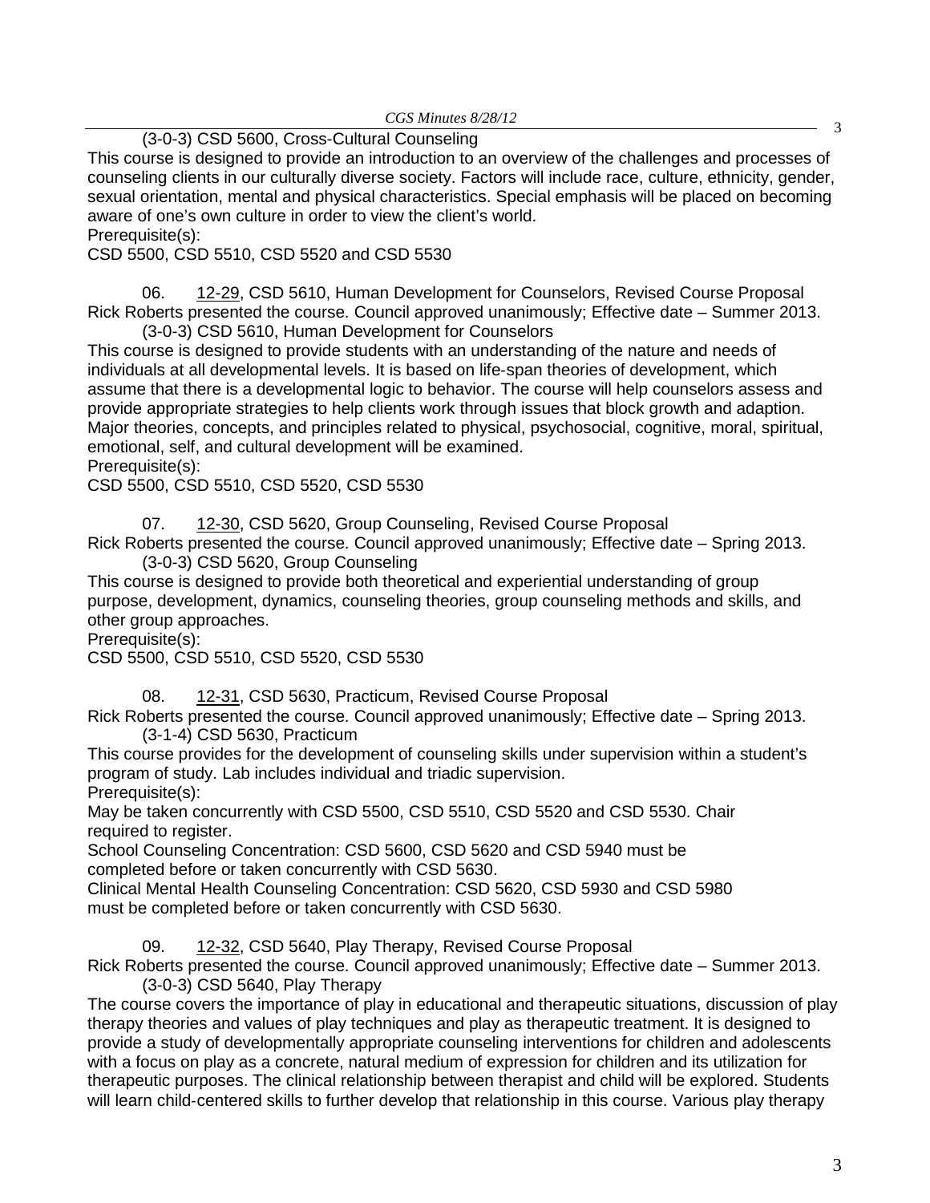(3-0-3) CSD 5600, Cross-Cultural Counseling

This course is designed to provide an introduction to an overview of the challenges and processes of counseling clients in our culturally diverse society. Factors will include race, culture, ethnicity, gender, sexual orientation, mental and physical characteristics. Special emphasis will be placed on becoming aware of one's own culture in order to view the client's world.

Prerequisite(s):

CSD 5500, CSD 5510, CSD 5520 and CSD 5530

06. 12-29, CSD 5610, Human Development for Counselors, Revised Course Proposal

Rick Roberts presented the course. Council approved unanimously; Effective date – Summer 2013.

(3-0-3) CSD 5610, Human Development for Counselors

This course is designed to provide students with an understanding of the nature and needs of individuals at all developmental levels. It is based on life-span theories of development, which assume that there is a developmental logic to behavior. The course will help counselors assess and provide appropriate strategies to help clients work through issues that block growth and adaption. Major theories, concepts, and principles related to physical, psychosocial, cognitive, moral, spiritual, emotional, self, and cultural development will be examined.

Prerequisite(s):

CSD 5500, CSD 5510, CSD 5520, CSD 5530

07. 12-30, CSD 5620, Group Counseling, Revised Course Proposal

Rick Roberts presented the course. Council approved unanimously; Effective date – Spring 2013.

(3-0-3) CSD 5620, Group Counseling

This course is designed to provide both theoretical and experiential understanding of group purpose, development, dynamics, counseling theories, group counseling methods and skills, and other group approaches.

Prerequisite(s):

CSD 5500, CSD 5510, CSD 5520, CSD 5530

08. 12-31, CSD 5630, Practicum, Revised Course Proposal

Rick Roberts presented the course. Council approved unanimously; Effective date – Spring 2013.

(3-1-4) CSD 5630, Practicum

This course provides for the development of counseling skills under supervision within a student's program of study. Lab includes individual and triadic supervision.

Prerequisite(s):

May be taken concurrently with CSD 5500, CSD 5510, CSD 5520 and CSD 5530. Chair required to register.

School Counseling Concentration: CSD 5600, CSD 5620 and CSD 5940 must be completed before or taken concurrently with CSD 5630.

Clinical Mental Health Counseling Concentration: CSD 5620, CSD 5930 and CSD 5980 must be completed before or taken concurrently with CSD 5630.

09. 12-32, CSD 5640, Play Therapy, Revised Course Proposal

Rick Roberts presented the course. Council approved unanimously; Effective date – Summer 2013.

(3-0-3) CSD 5640, Play Therapy

The course covers the importance of play in educational and therapeutic situations, discussion of play therapy theories and values of play techniques and play as therapeutic treatment. It is designed to provide a study of developmentally appropriate counseling interventions for children and adolescents with a focus on play as a concrete, natural medium of expression for children and its utilization for therapeutic purposes. The clinical relationship between therapist and child will be explored. Students will learn child-centered skills to further develop that relationship in this course. Various play therapy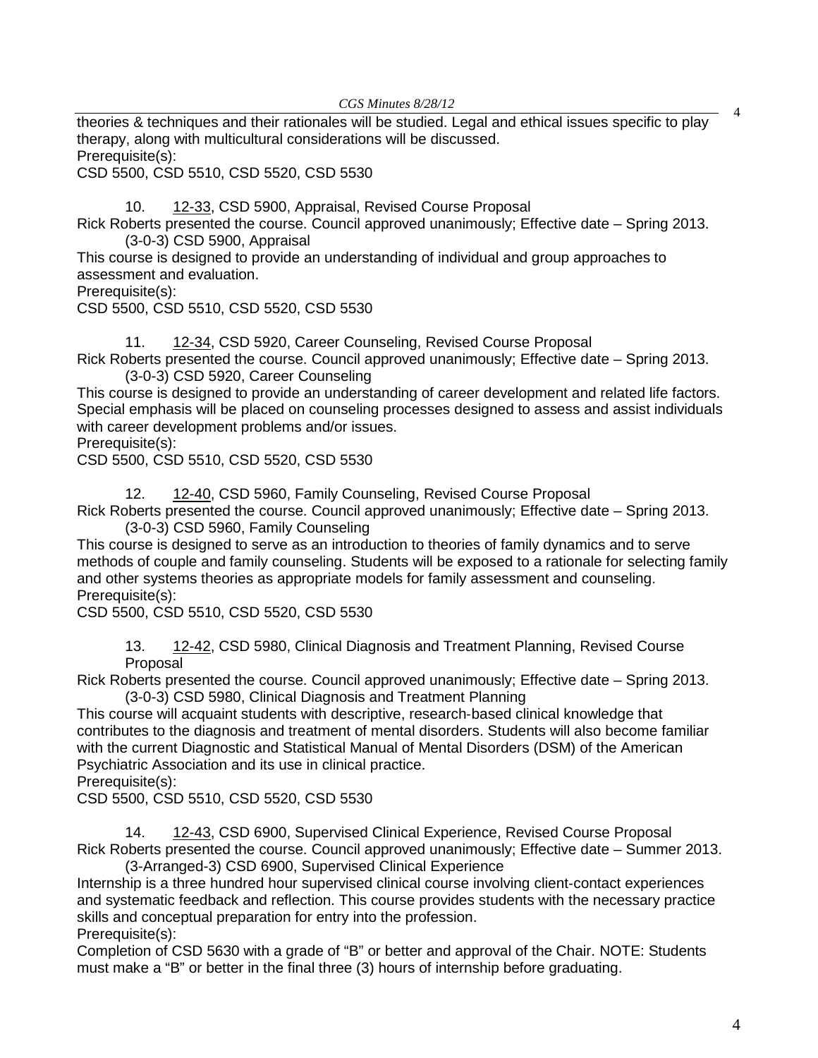theories & techniques and their rationales will be studied. Legal and ethical issues specific to play therapy, along with multicultural considerations will be discussed.
Prerequisite(s):
CSD 5500, CSD 5510, CSD 5520, CSD 5530

10. 12-33, CSD 5900, Appraisal, Revised Course Proposal

Rick Roberts presented the course. Council approved unanimously; Effective date – Spring 2013.
(3-0-3) CSD 5900, Appraisal

This course is designed to provide an understanding of individual and group approaches to assessment and evaluation.
Prerequisite(s):
CSD 5500, CSD 5510, CSD 5520, CSD 5530

11. 12-34, CSD 5920, Career Counseling, Revised Course Proposal

Rick Roberts presented the course. Council approved unanimously; Effective date – Spring 2013.
(3-0-3) CSD 5920, Career Counseling

This course is designed to provide an understanding of career development and related life factors. Special emphasis will be placed on counseling processes designed to assess and assist individuals with career development problems and/or issues.
Prerequisite(s):
CSD 5500, CSD 5510, CSD 5520, CSD 5530

12. 12-40, CSD 5960, Family Counseling, Revised Course Proposal

Rick Roberts presented the course. Council approved unanimously; Effective date – Spring 2013.
(3-0-3) CSD 5960, Family Counseling

This course is designed to serve as an introduction to theories of family dynamics and to serve methods of couple and family counseling. Students will be exposed to a rationale for selecting family and other systems theories as appropriate models for family assessment and counseling.
Prerequisite(s):
CSD 5500, CSD 5510, CSD 5520, CSD 5530

13. 12-42, CSD 5980, Clinical Diagnosis and Treatment Planning, Revised Course Proposal

Rick Roberts presented the course. Council approved unanimously; Effective date – Spring 2013.
(3-0-3) CSD 5980, Clinical Diagnosis and Treatment Planning

This course will acquaint students with descriptive, research-based clinical knowledge that contributes to the diagnosis and treatment of mental disorders. Students will also become familiar with the current Diagnostic and Statistical Manual of Mental Disorders (DSM) of the American Psychiatric Association and its use in clinical practice.
Prerequisite(s):
CSD 5500, CSD 5510, CSD 5520, CSD 5530

14. 12-43, CSD 6900, Supervised Clinical Experience, Revised Course Proposal

Rick Roberts presented the course. Council approved unanimously; Effective date – Summer 2013.
(3-Arranged-3) CSD 6900, Supervised Clinical Experience

Internship is a three hundred hour supervised clinical course involving client-contact experiences and systematic feedback and reflection. This course provides students with the necessary practice skills and conceptual preparation for entry into the profession.
Prerequisite(s):
Completion of CSD 5630 with a grade of "B" or better and approval of the Chair. NOTE: Students must make a "B" or better in the final three (3) hours of internship before graduating.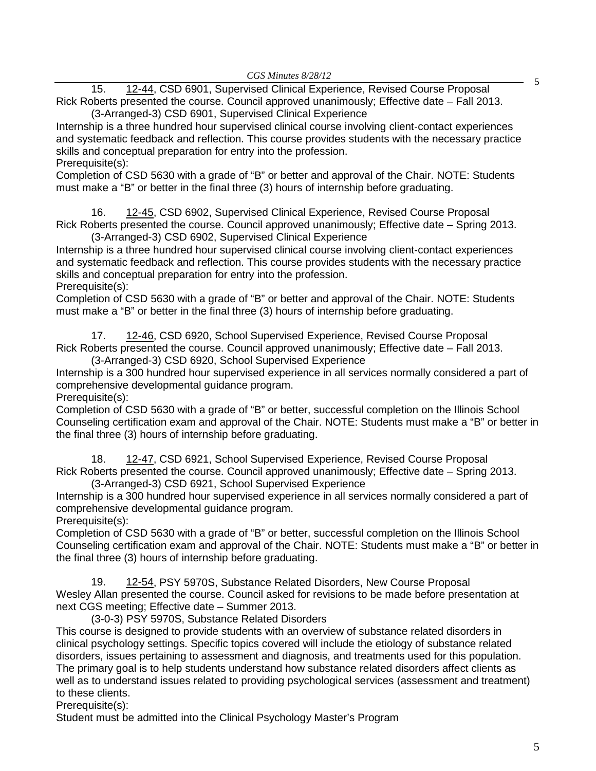15. 12-44, CSD 6901, Supervised Clinical Experience, Revised Course Proposal
Rick Roberts presented the course. Council approved unanimously; Effective date – Fall 2013.

(3-Arranged-3) CSD 6901, Supervised Clinical Experience

Internship is a three hundred hour supervised clinical course involving client-contact experiences and systematic feedback and reflection. This course provides students with the necessary practice skills and conceptual preparation for entry into the profession.

Prerequisite(s):

Completion of CSD 5630 with a grade of "B" or better and approval of the Chair. NOTE: Students must make a "B" or better in the final three (3) hours of internship before graduating.

16. 12-45, CSD 6902, Supervised Clinical Experience, Revised Course Proposal
Rick Roberts presented the course. Council approved unanimously; Effective date – Spring 2013.

(3-Arranged-3) CSD 6902, Supervised Clinical Experience

Internship is a three hundred hour supervised clinical course involving client-contact experiences and systematic feedback and reflection. This course provides students with the necessary practice skills and conceptual preparation for entry into the profession.

Prerequisite(s):

Completion of CSD 5630 with a grade of "B" or better and approval of the Chair. NOTE: Students must make a "B" or better in the final three (3) hours of internship before graduating.

17. 12-46, CSD 6920, School Supervised Experience, Revised Course Proposal
Rick Roberts presented the course. Council approved unanimously; Effective date – Fall 2013.

(3-Arranged-3) CSD 6920, School Supervised Experience

Internship is a 300 hundred hour supervised experience in all services normally considered a part of comprehensive developmental guidance program.

Prerequisite(s):

Completion of CSD 5630 with a grade of "B" or better, successful completion on the Illinois School Counseling certification exam and approval of the Chair. NOTE: Students must make a "B" or better in the final three (3) hours of internship before graduating.

18. 12-47, CSD 6921, School Supervised Experience, Revised Course Proposal
Rick Roberts presented the course. Council approved unanimously; Effective date – Spring 2013.

(3-Arranged-3) CSD 6921, School Supervised Experience

Internship is a 300 hundred hour supervised experience in all services normally considered a part of comprehensive developmental guidance program.

Prerequisite(s):

Completion of CSD 5630 with a grade of "B" or better, successful completion on the Illinois School Counseling certification exam and approval of the Chair. NOTE: Students must make a "B" or better in the final three (3) hours of internship before graduating.

19. 12-54, PSY 5970S, Substance Related Disorders, New Course Proposal
Wesley Allan presented the course. Council asked for revisions to be made before presentation at next CGS meeting; Effective date – Summer 2013.

(3-0-3) PSY 5970S, Substance Related Disorders

This course is designed to provide students with an overview of substance related disorders in clinical psychology settings. Specific topics covered will include the etiology of substance related disorders, issues pertaining to assessment and diagnosis, and treatments used for this population. The primary goal is to help students understand how substance related disorders affect clients as well as to understand issues related to providing psychological services (assessment and treatment) to these clients.

Prerequisite(s):

Student must be admitted into the Clinical Psychology Master's Program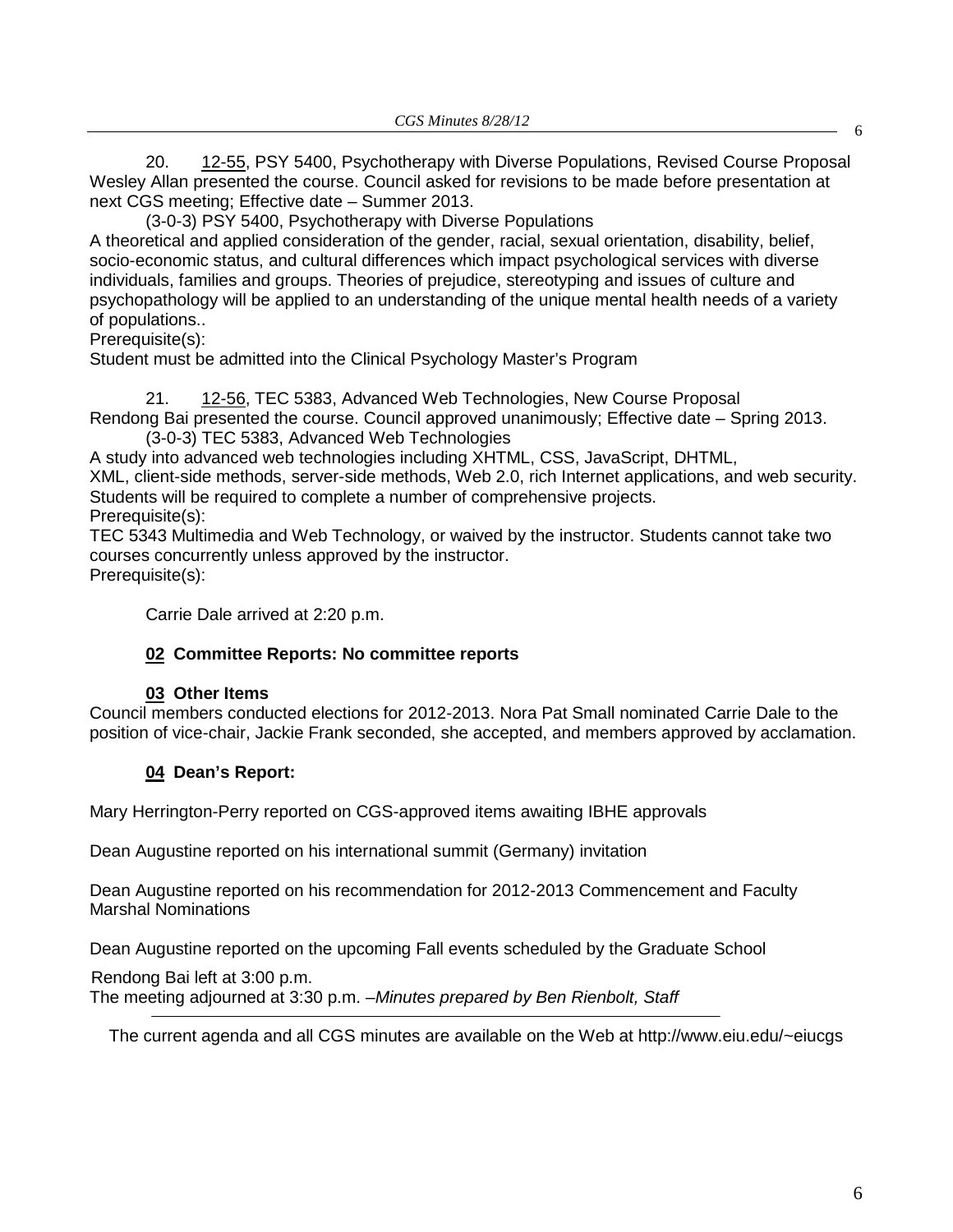20. 12-55, PSY 5400, Psychotherapy with Diverse Populations, Revised Course Proposal
Wesley Allan presented the course. Council asked for revisions to be made before presentation at next CGS meeting; Effective date – Summer 2013.

(3-0-3) PSY 5400, Psychotherapy with Diverse Populations
A theoretical and applied consideration of the gender, racial, sexual orientation, disability, belief, socio-economic status, and cultural differences which impact psychological services with diverse individuals, families and groups. Theories of prejudice, stereotyping and issues of culture and psychopathology will be applied to an understanding of the unique mental health needs of a variety of populations..
Prerequisite(s):
Student must be admitted into the Clinical Psychology Master's Program

21. 12-56, TEC 5383, Advanced Web Technologies, New Course Proposal
Rendong Bai presented the course. Council approved unanimously; Effective date – Spring 2013.

(3-0-3) TEC 5383, Advanced Web Technologies
A study into advanced web technologies including XHTML, CSS, JavaScript, DHTML, XML, client-side methods, server-side methods, Web 2.0, rich Internet applications, and web security. Students will be required to complete a number of comprehensive projects.
Prerequisite(s):
TEC 5343 Multimedia and Web Technology, or waived by the instructor. Students cannot take two courses concurrently unless approved by the instructor.
Prerequisite(s):

Carrie Dale arrived at 2:20 p.m.

### 02 Committee Reports: No committee reports

### 03 Other Items

Council members conducted elections for 2012-2013. Nora Pat Small nominated Carrie Dale to the position of vice-chair, Jackie Frank seconded, she accepted, and members approved by acclamation.

### 04 Dean's Report:

Mary Herrington-Perry reported on CGS-approved items awaiting IBHE approvals

Dean Augustine reported on his international summit (Germany) invitation

Dean Augustine reported on his recommendation for 2012-2013 Commencement and Faculty Marshal Nominations

Dean Augustine reported on the upcoming Fall events scheduled by the Graduate School

Rendong Bai left at 3:00 p.m.
The meeting adjourned at 3:30 p.m. –*Minutes prepared by Ben Rienbolt, Staff*

The current agenda and all CGS minutes are available on the Web at http://www.eiu.edu/~eiucgs